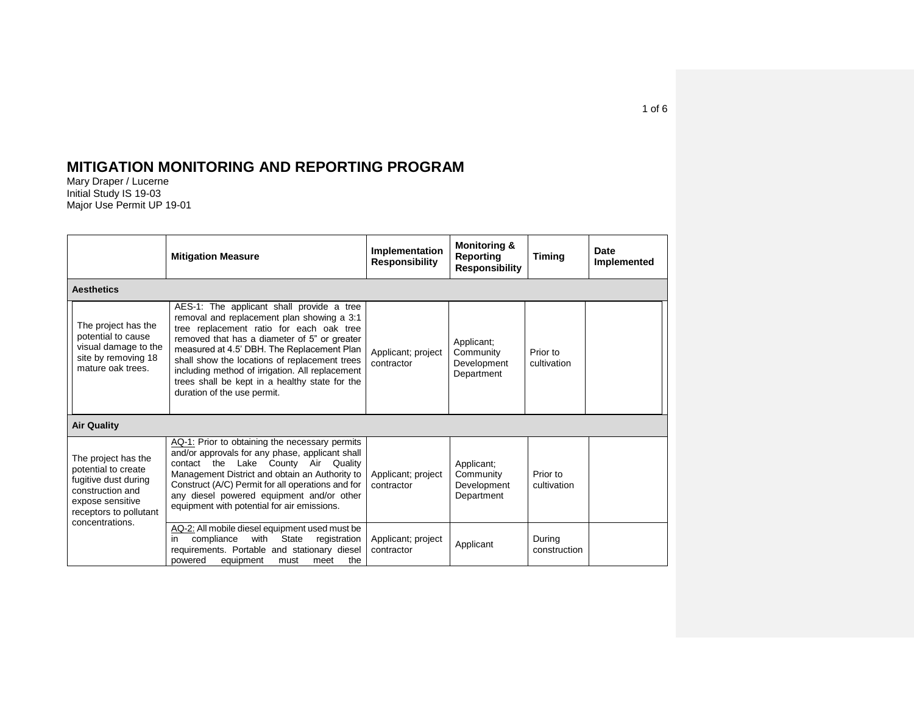# MITIGATION MONITORING AND REPORTING PROGRAM

Mary Draper / Lucerne
Initial Study IS 19-03
Major Use Permit UP 19-01

| | Mitigation Measure | Implementation Responsibility | Monitoring & Reporting Responsibility | Timing | Date Implemented |
|---|---|---|---|---|---|
| **Aesthetics** | | | | | |
| The project has the potential to cause visual damage to the site by removing 18 mature oak trees. | AES-1: The applicant shall provide a tree removal and replacement plan showing a 3:1 tree replacement ratio for each oak tree removed that has a diameter of 5" or greater measured at 4.5' DBH. The Replacement Plan shall show the locations of replacement trees including method of irrigation. All replacement trees shall be kept in a healthy state for the duration of the use permit. | Applicant; project contractor | Applicant; Community Development Department | Prior to cultivation | |
| **Air Quality** | | | | | |
| The project has the potential to create fugitive dust during construction and expose sensitive receptors to pollutant concentrations. | AQ-1: Prior to obtaining the necessary permits and/or approvals for any phase, applicant shall contact the Lake County Air Quality Management District and obtain an Authority to Construct (A/C) Permit for all operations and for any diesel powered equipment and/or other equipment with potential for air emissions. | Applicant; project contractor | Applicant; Community Development Department | Prior to cultivation | |
| | AQ-2: All mobile diesel equipment used must be in compliance with State registration requirements. Portable and stationary diesel powered equipment must meet the | Applicant; project contractor | Applicant | During construction | |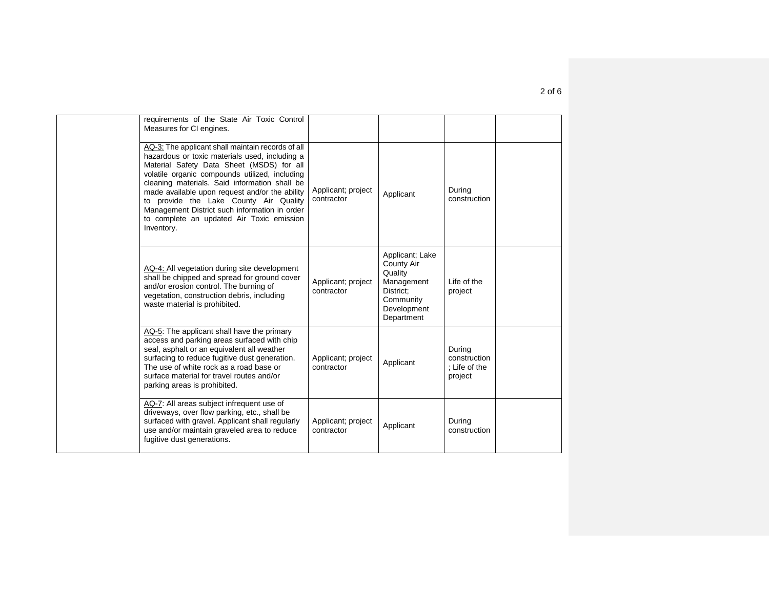| | | | | | |
|---|---|---|---|---|---|
| | requirements of the State Air Toxic Control Measures for CI engines. | | | | |
| | AQ-3: The applicant shall maintain records of all hazardous or toxic materials used, including a Material Safety Data Sheet (MSDS) for all volatile organic compounds utilized, including cleaning materials. Said information shall be made available upon request and/or the ability to provide the Lake County Air Quality Management District such information in order to complete an updated Air Toxic emission Inventory. | Applicant; project contractor | Applicant | During construction | |
| | AQ-4: All vegetation during site development shall be chipped and spread for ground cover and/or erosion control. The burning of vegetation, construction debris, including waste material is prohibited. | Applicant; project contractor | Applicant; Lake County Air Quality Management District; Community Development Department | Life of the project | |
| | AQ-5: The applicant shall have the primary access and parking areas surfaced with chip seal, asphalt or an equivalent all weather surfacing to reduce fugitive dust generation. The use of white rock as a road base or surface material for travel routes and/or parking areas is prohibited. | Applicant; project contractor | Applicant | During construction ; Life of the project | |
| | AQ-7: All areas subject infrequent use of driveways, over flow parking, etc., shall be surfaced with gravel. Applicant shall regularly use and/or maintain graveled area to reduce fugitive dust generations. | Applicant; project contractor | Applicant | During construction | |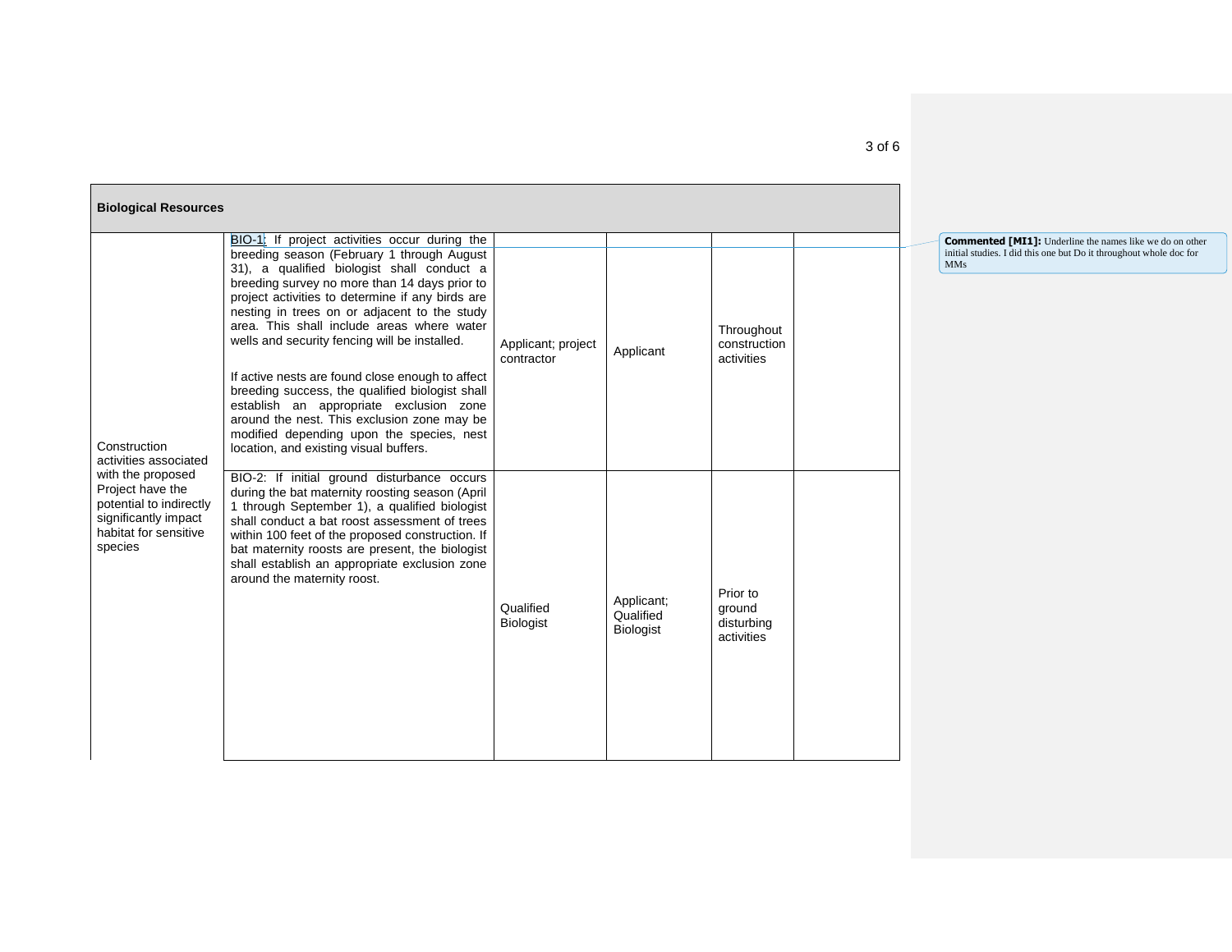| Biological Resources | | | | | |
|---|---|---|---|---|---|
| Construction activities associated with the proposed Project have the potential to indirectly significantly impact habitat for sensitive species | BIO-1: If project activities occur during the breeding season (February 1 through August 31), a qualified biologist shall conduct a breeding survey no more than 14 days prior to project activities to determine if any birds are nesting in trees on or adjacent to the study area. This shall include areas where water wells and security fencing will be installed.<br><br>If active nests are found close enough to affect breeding success, the qualified biologist shall establish an appropriate exclusion zone around the nest. This exclusion zone may be modified depending upon the species, nest location, and existing visual buffers. | Applicant; project contractor | Applicant | Throughout construction activities | |
| | BIO-2: If initial ground disturbance occurs during the bat maternity roosting season (April 1 through September 1), a qualified biologist shall conduct a bat roost assessment of trees within 100 feet of the proposed construction. If bat maternity roosts are present, the biologist shall establish an appropriate exclusion zone around the maternity roost. | Qualified Biologist | Applicant; Qualified Biologist | Prior to ground disturbing activities | |

**Commented [MI1]:** Underline the names like we do on other initial studies. I did this one but Do it throughout whole doc for MMs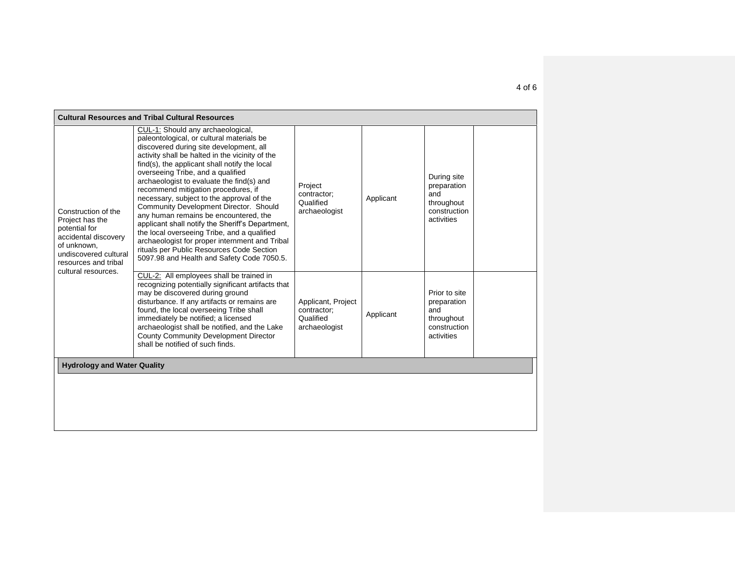| Cultural Resources and Tribal Cultural Resources | | | | | |
|---|---|---|---|---|---|
| Construction of the Project has the potential for accidental discovery of unknown, undiscovered cultural resources and tribal cultural resources. | CUL-1: Should any archaeological, paleontological, or cultural materials be discovered during site development, all activity shall be halted in the vicinity of the find(s), the applicant shall notify the local overseeing Tribe, and a qualified archaeologist to evaluate the find(s) and recommend mitigation procedures, if necessary, subject to the approval of the Community Development Director. Should any human remains be encountered, the applicant shall notify the Sheriff's Department, the local overseeing Tribe, and a qualified archaeologist for proper internment and Tribal rituals per Public Resources Code Section 5097.98 and Health and Safety Code 7050.5. | Project contractor; Qualified archaeologist | Applicant | During site preparation and throughout construction activities | |
| | CUL-2: All employees shall be trained in recognizing potentially significant artifacts that may be discovered during ground disturbance. If any artifacts or remains are found, the local overseeing Tribe shall immediately be notified; a licensed archaeologist shall be notified, and the Lake County Community Development Director shall be notified of such finds. | Applicant, Project contractor; Qualified archaeologist | Applicant | Prior to site preparation and throughout construction activities | |
| **Hydrology and Water Quality** | | | | | |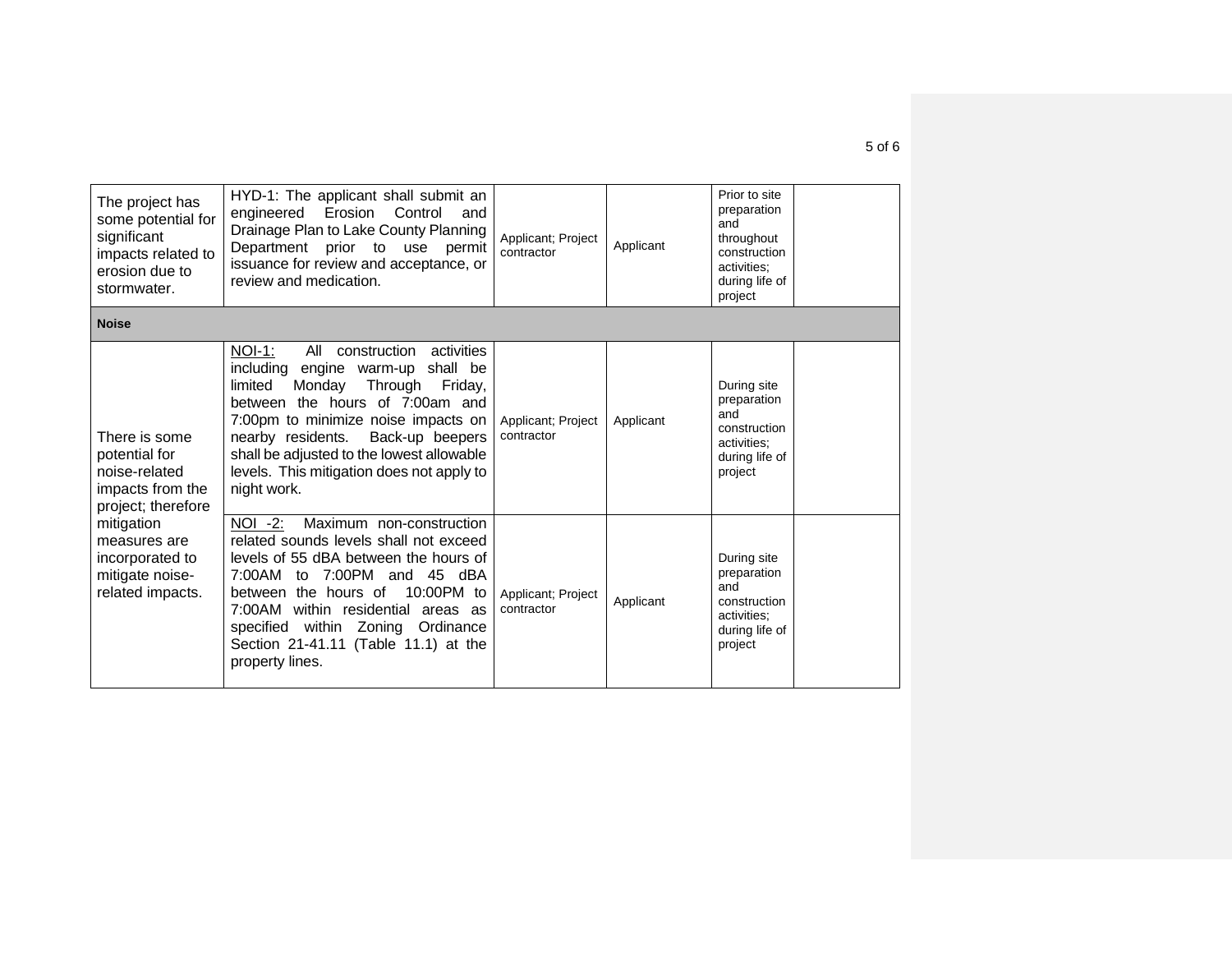| | | | | | |
|---|---|---|---|---|---|
| The project has some potential for significant impacts related to erosion due to stormwater. | HYD-1: The applicant shall submit an engineered Erosion Control and Drainage Plan to Lake County Planning Department prior to use permit issuance for review and acceptance, or review and medication. | Applicant; Project contractor | Applicant | Prior to site preparation and throughout construction activities; during life of project | |
| **Noise** | | | | | |
| There is some potential for noise-related impacts from the project; therefore mitigation measures are incorporated to mitigate noise-related impacts. | NOI-1: All construction activities including engine warm-up shall be limited Monday Through Friday, between the hours of 7:00am and 7:00pm to minimize noise impacts on nearby residents. Back-up beepers shall be adjusted to the lowest allowable levels. This mitigation does not apply to night work. | Applicant; Project contractor | Applicant | During site preparation and construction activities; during life of project | |
| | NOI -2: Maximum non-construction related sounds levels shall not exceed levels of 55 dBA between the hours of 7:00AM to 7:00PM and 45 dBA between the hours of 10:00PM to 7:00AM within residential areas as specified within Zoning Ordinance Section 21-41.11 (Table 11.1) at the property lines. | Applicant; Project contractor | Applicant | During site preparation and construction activities; during life of project | |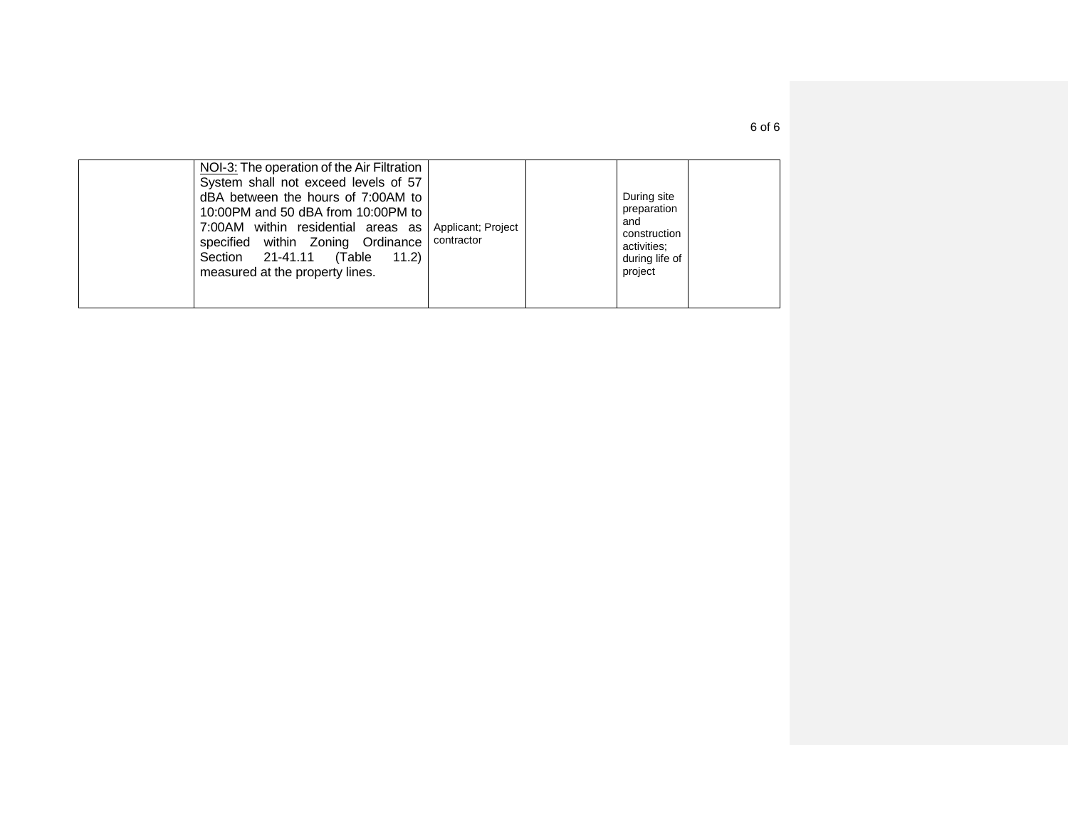| | | | | | |
|---|---|---|---|---|---|
| | NOI-3: The operation of the Air Filtration System shall not exceed levels of 57 dBA between the hours of 7:00AM to 10:00PM and 50 dBA from 10:00PM to 7:00AM within residential areas as specified within Zoning Ordinance Section 21-41.11 (Table 11.2) measured at the property lines. | Applicant; Project contractor | | During site preparation and construction activities; during life of project | |